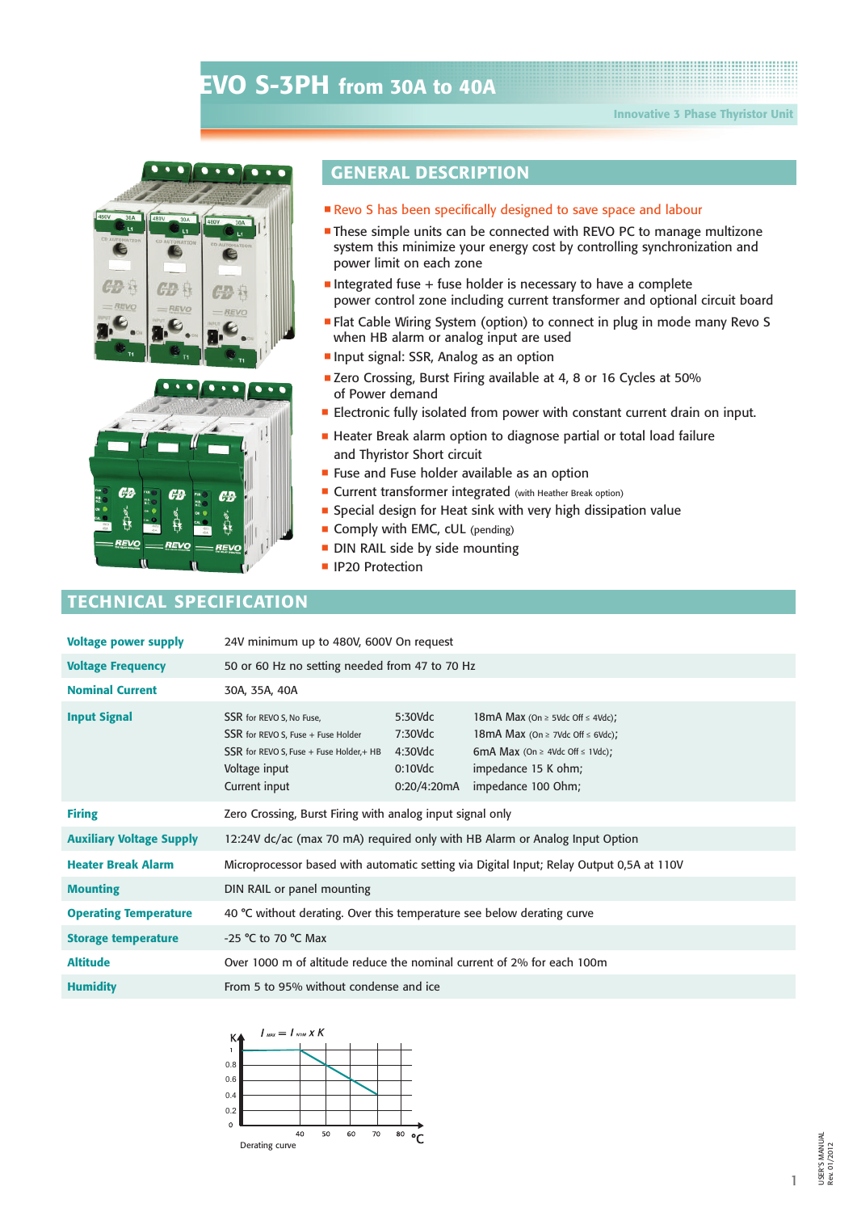# EVO S-3PH from 30A to 40A

Innovative 3 Phase Thyristor Unit

## GENERAL DESCRIPTION

- Revo S has been specifically designed to save space and labour
- These simple units can be connected with REVO PC to manage multizone system this minimize your energy cost by controlling synchronization and power limit on each zone
- Integrated fuse + fuse holder is necessary to have a complete power control zone including current transformer and optional circuit board
- Flat Cable Wiring System (option) to connect in plug in mode many Revo S when HB alarm or analog input are used
- Input signal: SSR, Analog as an option
- Zero Crossing, Burst Firing available at 4, 8 or 16 Cycles at 50% of Power demand
- Electronic fully isolated from power with constant current drain on input.
- Heater Break alarm option to diagnose partial or total load failure and Thyristor Short circuit
- Fuse and Fuse holder available as an option
- Current transformer integrated (with Heather Break option)
- Special design for Heat sink with very high dissipation value
- Comply with EMC, cUL (pending)
- DIN RAIL side by side mounting
- IP20 Protection

## TECHNICAL SPECIFICATION

| | | | |
|---|---|---|---|
| **Voltage power supply** | 24V minimum up to 480V, 600V On request | | |
| **Voltage Frequency** | 50 or 60 Hz no setting needed from 47 to 70 Hz | | |
| **Nominal Current** | 30A, 35A, 40A | | |
| **Input Signal** | SSR for REVO S, No Fuse, | 5:30Vdc | 18mA Max (On ≥ 5Vdc Off ≤ 4Vdc); |
| | SSR for REVO S, Fuse + Fuse Holder | 7:30Vdc | 18mA Max (On ≥ 7Vdc Off ≤ 6Vdc); |
| | SSR for REVO S, Fuse + Fuse Holder,+ HB | 4:30Vdc | 6mA Max (On ≥ 4Vdc Off ≤ 1Vdc); |
| | Voltage input | 0:10Vdc | impedance 15 K ohm; |
| | Current input | 0:20/4:20mA | impedance 100 Ohm; |
| **Firing** | Zero Crossing, Burst Firing with analog input signal only | | |
| **Auxiliary Voltage Supply** | 12:24V dc/ac (max 70 mA) required only with HB Alarm or Analog Input Option | | |
| **Heater Break Alarm** | Microprocessor based with automatic setting via Digital Input; Relay Output 0,5A at 110V | | |
| **Mounting** | DIN RAIL or panel mounting | | |
| **Operating Temperature** | 40 °C without derating. Over this temperature see below derating curve | | |
| **Storage temperature** | -25 °C to 70 °C Max | | |
| **Altitude** | Over 1000 m of altitude reduce the nominal current of 2% for each 100m | | |
| **Humidity** | From 5 to 95% without condense and ice | | |

$I_{MAX} = I_{NOM} \times K$

Derating curve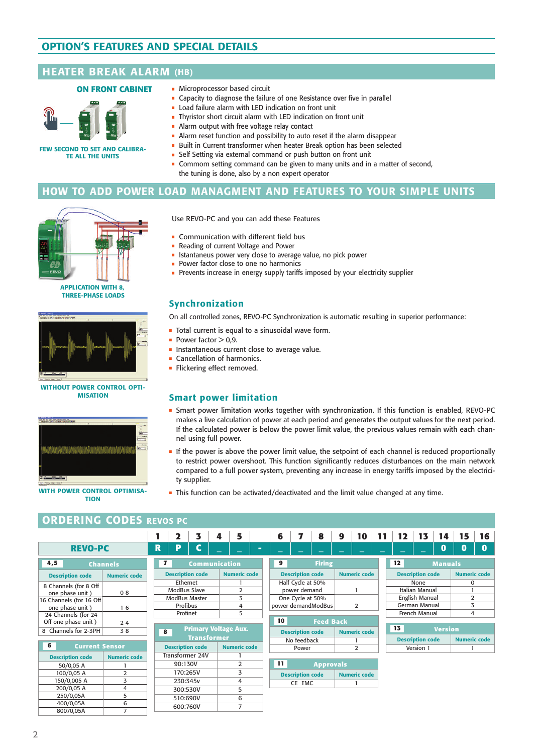# OPTION'S FEATURES AND SPECIAL DETAILS

## HEATER BREAK ALARM (HB)

ON FRONT CABINET

FEW SECOND TO SET AND CALIBRATE ALL THE UNITS

- Microprocessor based circuit
- Capacity to diagnose the failure of one Resistance over five in parallel
- Load failure alarm with LED indication on front unit
- Thyristor short circuit alarm with LED indication on front unit
- Alarm output with free voltage relay contact
- Alarm reset function and possibility to auto reset if the alarm disappear
- Built in Current transformer when heater Break option has been selected
- Self Setting via external command or push button on front unit
- Commom setting command can be given to many units and in a matter of second, the tuning is done, also by a non expert operator

## HOW TO ADD POWER LOAD MANAGMENT AND FEATURES TO YOUR SIMPLE UNITS

APPLICATION WITH 8, THREE-PHASE LOADS

Use REVO-PC and you can add these Features

- Communication with different field bus
- Reading of current Voltage and Power
- Istantaneus power very close to average value, no pick power
- Power factor close to one no harmonics
- Prevents increase in energy supply tariffs imposed by your electricity supplier

### Synchronization

WITHOUT POWER CONTROL OPTIMISATION

On all controlled zones, REVO-PC Synchronization is automatic resulting in superior performance:

- Total current is equal to a sinusoidal wave form.
- Power factor > 0,9.
- Instantaneous current close to average value.
- Cancellation of harmonics.
- Flickering effect removed.

### Smart power limitation

WITH POWER CONTROL OPTIMISATION

- Smart power limitation works together with synchronization. If this function is enabled, REVO-PC makes a live calculation of power at each period and generates the output values for the next period. If the calculated power is below the power limit value, the previous values remain with each channel using full power.
- If the power is above the power limit value, the setpoint of each channel is reduced proportionally to restrict power overshoot. This function significantly reduces disturbances on the main network compared to a full power system, preventing any increase in energy tariffs imposed by the electricity supplier.
- This function can be activated/deactivated and the limit value changed at any time.

## ORDERING CODES REVOS PC

| | 1 | 2 | 3 | 4 | 5 | | 6 | 7 | 8 | 9 | 10 | 11 | 12 | 13 | 14 | 15 | 16 |
|---|---|---|---|---|---|---|---|---|---|---|---|---|---|---|---|---|---|
| REVO-PC | R | P | C | _ | _ | - | _ | _ | _ | _ | _ | _ | _ | _ | 0 | 0 | 0 |

**4,5 Channels**

| Description code | Numeric code |
|---|---|
| 8 Channels (for 8 Off one phase unit ) | 0 8 |
| 16 Channels (for 16 Off one phase unit ) | 1 6 |
| 24 Channels (for 24 Off one phase unit ) | 2 4 |
| 8 Channels for 2-3PH | 3 8 |

**6 Current Sensor**

| Description code | Numeric code |
|---|---|
| 50/0,05 A | 1 |
| 100/0,05 A | 2 |
| 150/0,005 A | 3 |
| 200/0,05 A | 4 |
| 250/0,05A | 5 |
| 400/0,05A | 6 |
| 80070,05A | 7 |

**7 Communication**

| Description code | Numeric code |
|---|---|
| Ethernet | 1 |
| ModBus Slave | 2 |
| ModBus Master | 3 |
| Profibus | 4 |
| Profinet | 5 |

**8 Primary Voltage Aux. Transformer**

| Description code | Numeric code |
|---|---|
| Transformer 24V | 1 |
| 90:130V | 2 |
| 170:265V | 3 |
| 230:345v | 4 |
| 300:530V | 5 |
| 510:690V | 6 |
| 600:760V | 7 |

**9 Firing**

| Description code | Numeric code |
|---|---|
| Half Cycle at 50% power demand | 1 |
| One Cycle at 50% power demandModBus | 2 |

**10 Feed Back**

| Description code | Numeric code |
|---|---|
| No feedback | 1 |
| Power | 2 |

**11 Approvals**

| Description code | Numeric code |
|---|---|
| CE EMC | 1 |

**12 Manuals**

| Description code | Numeric code |
|---|---|
| None | 0 |
| Italian Manual | 1 |
| English Manual | 2 |
| German Manual | 3 |
| French Manual | 4 |

**13 Version**

| Description code | Numeric code |
|---|---|
| Version 1 | 1 |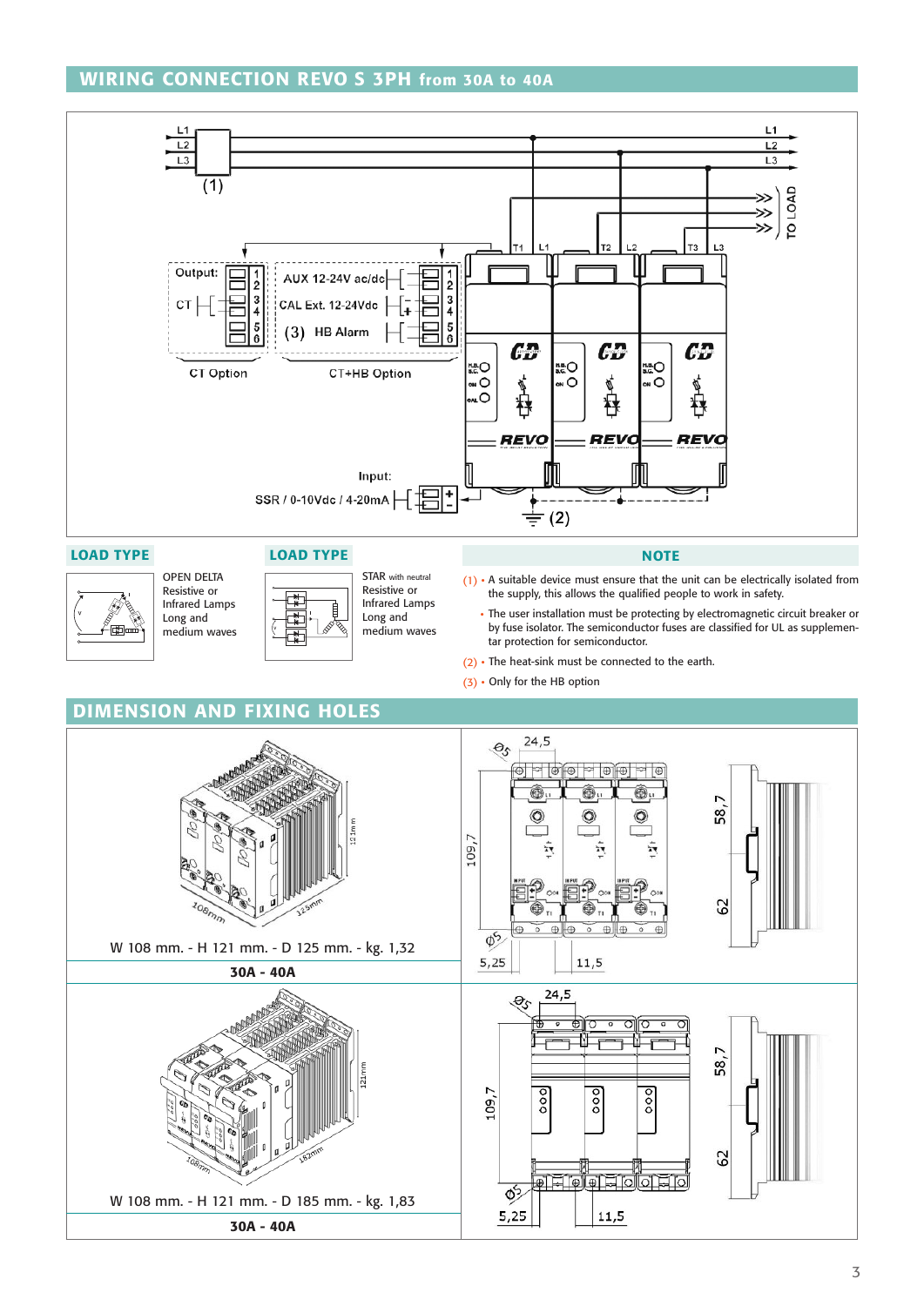## WIRING CONNECTION REVO S 3PH from 30A to 40A

## LOAD TYPE

OPEN DELTA
Resistive or
Infrared Lamps
Long and
medium waves

## LOAD TYPE

STAR with neutral
Resistive or
Infrared Lamps
Long and
medium waves

## NOTE

(1) • A suitable device must ensure that the unit can be electrically isolated from the supply, this allows the qualified people to work in safety.

• The user installation must be protecting by electromagnetic circuit breaker or by fuse isolator. The semiconductor fuses are classified for UL as supplementar protection for semiconductor.

(2) • The heat-sink must be connected to the earth.

(3) • Only for the HB option

## DIMENSION AND FIXING HOLES

W 108 mm. - H 121 mm. - D 125 mm. - kg. 1,32

**30A - 40A**

W 108 mm. - H 121 mm. - D 185 mm. - kg. 1,83

**30A - 40A**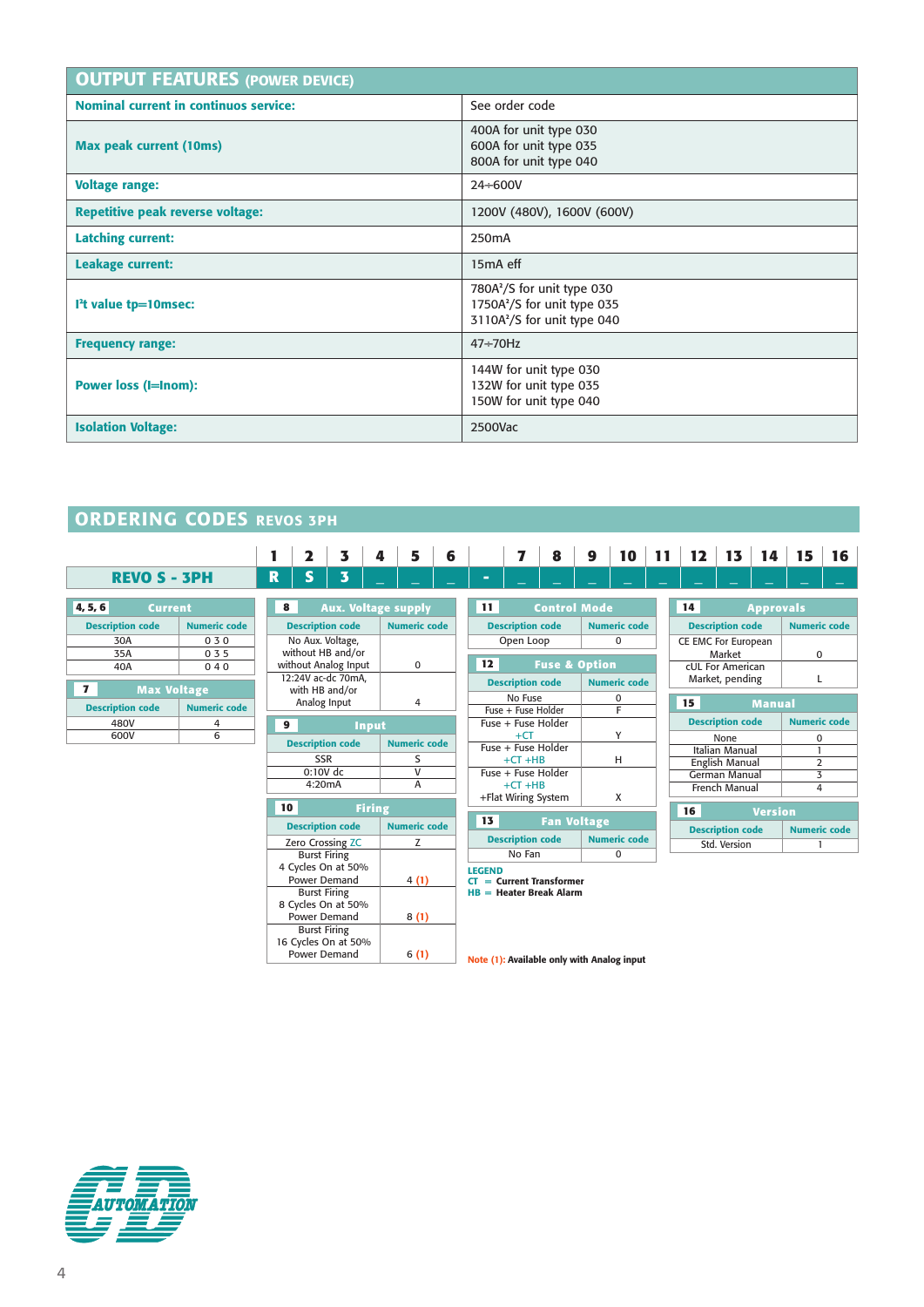## OUTPUT FEATURES (POWER DEVICE)

| | |
|---|---|
| **Nominal current in continuos service:** | See order code |
| **Max peak current (10ms)** | 400A for unit type 030<br>600A for unit type 035<br>800A for unit type 040 |
| **Voltage range:** | 24÷600V |
| **Repetitive peak reverse voltage:** | 1200V (480V), 1600V (600V) |
| **Latching current:** | 250mA |
| **Leakage current:** | 15mA eff |
| **I²t value tp=10msec:** | 780A²/S for unit type 030<br>1750A²/S for unit type 035<br>3110A²/S for unit type 040 |
| **Frequency range:** | 47÷70Hz |
| **Power loss (I=Inom):** | 144W for unit type 030<br>132W for unit type 035<br>150W for unit type 040 |
| **Isolation Voltage:** | 2500Vac |

## ORDERING CODES REVOS 3PH

| | 1 | 2 | 3 | 4 | 5 | 6 | | 7 | 8 | 9 | 10 | 11 | 12 | 13 | 14 | 15 | 16 |
|---|---|---|---|---|---|---|---|---|---|---|---|---|---|---|---|---|---|
| **REVO S - 3PH** | R | S | 3 | _ | _ | _ | - | _ | _ | _ | _ | _ | _ | _ | _ | _ | _ |

### 4, 5, 6 Current

| Description code | Numeric code |
|---|---|
| 30A | 0 3 0 |
| 35A | 0 3 5 |
| 40A | 0 4 0 |

### 7 Max Voltage

| Description code | Numeric code |
|---|---|
| 480V | 4 |
| 600V | 6 |

### 8 Aux. Voltage supply

| Description code | Numeric code |
|---|---|
| No Aux. Voltage, without HB and/or without Analog Input | 0 |
| 12:24V ac-dc 70mA, with HB and/or Analog Input | 4 |

### 9 Input

| Description code | Numeric code |
|---|---|
| SSR | S |
| 0:10V dc | V |
| 4:20mA | A |

### 10 Firing

| Description code | Numeric code |
|---|---|
| Zero Crossing ZC | Z |
| Burst Firing 4 Cycles On at 50% Power Demand | 4 (1) |
| Burst Firing 8 Cycles On at 50% Power Demand | 8 (1) |
| Burst Firing 16 Cycles On at 50% Power Demand | 6 (1) |

### 11 Control Mode

| Description code | Numeric code |
|---|---|
| Open Loop | 0 |

### 12 Fuse & Option

| Description code | Numeric code |
|---|---|
| No Fuse | 0 |
| Fuse + Fuse Holder | F |
| Fuse + Fuse Holder +CT | Y |
| Fuse + Fuse Holder +CT +HB | H |
| Fuse + Fuse Holder +CT +HB +Flat Wiring System | X |

### 13 Fan Voltage

| Description code | Numeric code |
|---|---|
| No Fan | 0 |

**LEGEND**
**CT = Current Transformer**
**HB = Heater Break Alarm**

### 14 Approvals

| Description code | Numeric code |
|---|---|
| CE EMC For European Market | 0 |
| cUL For American Market, pending | L |

### 15 Manual

| Description code | Numeric code |
|---|---|
| None | 0 |
| Italian Manual | 1 |
| English Manual | 2 |
| German Manual | 3 |
| French Manual | 4 |

### 16 Version

| Description code | Numeric code |
|---|---|
| Std. Version | 1 |

Note (1): **Available only with Analog input**

CD AUTOMATION